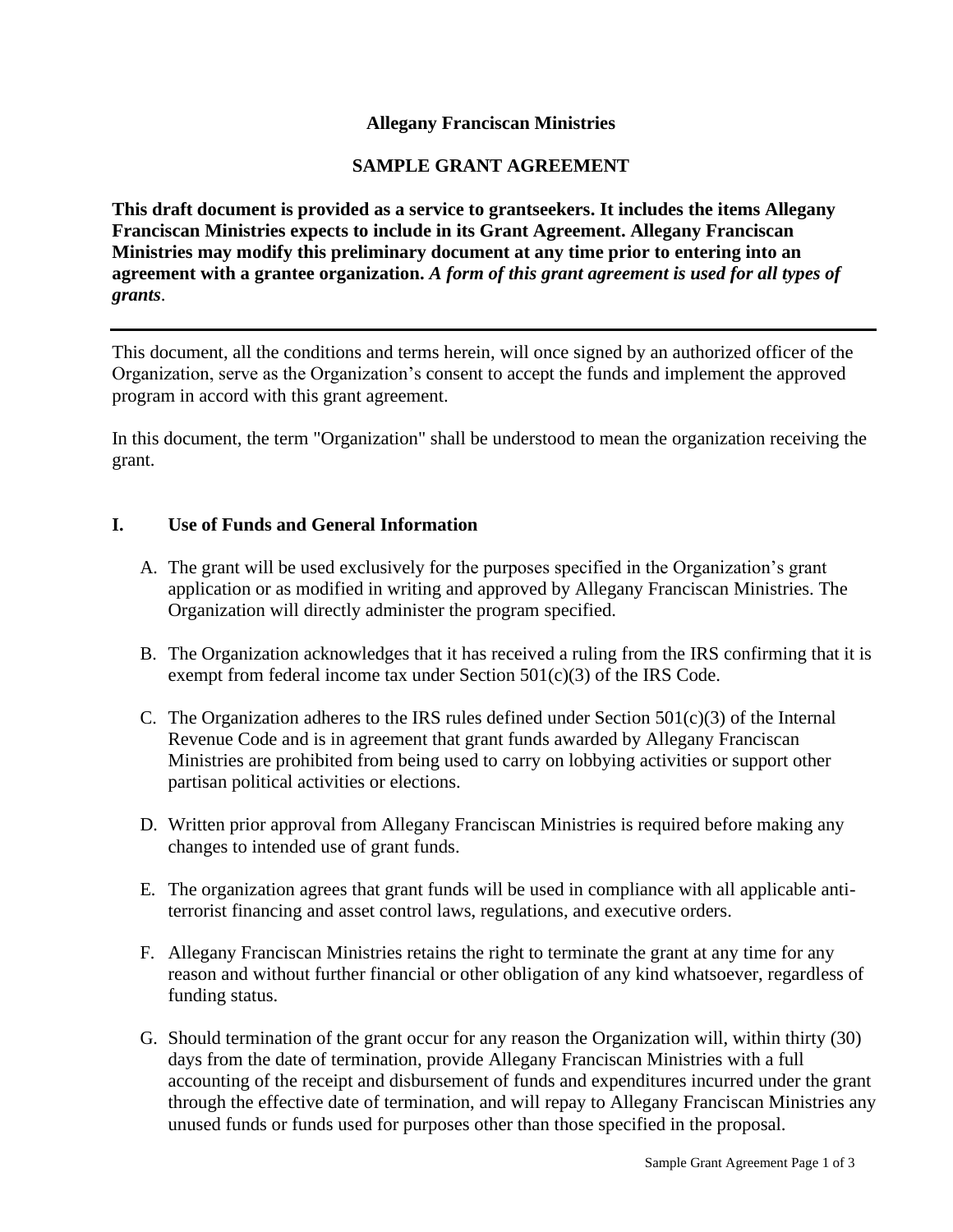**Allegany Franciscan Ministries**

**SAMPLE GRANT AGREEMENT**

**This draft document is provided as a service to grantseekers. It includes the items Allegany Franciscan Ministries expects to include in its Grant Agreement. Allegany Franciscan Ministries may modify this preliminary document at any time prior to entering into an agreement with a grantee organization. *A form of this grant agreement is used for all types of grants*.**

---

This document, all the conditions and terms herein, will once signed by an authorized officer of the Organization, serve as the Organization's consent to accept the funds and implement the approved program in accord with this grant agreement.

In this document, the term "Organization" shall be understood to mean the organization receiving the grant.

## I. Use of Funds and General Information

A. The grant will be used exclusively for the purposes specified in the Organization's grant application or as modified in writing and approved by Allegany Franciscan Ministries. The Organization will directly administer the program specified.

B. The Organization acknowledges that it has received a ruling from the IRS confirming that it is exempt from federal income tax under Section 501(c)(3) of the IRS Code.

C. The Organization adheres to the IRS rules defined under Section 501(c)(3) of the Internal Revenue Code and is in agreement that grant funds awarded by Allegany Franciscan Ministries are prohibited from being used to carry on lobbying activities or support other partisan political activities or elections.

D. Written prior approval from Allegany Franciscan Ministries is required before making any changes to intended use of grant funds.

E. The organization agrees that grant funds will be used in compliance with all applicable anti-terrorist financing and asset control laws, regulations, and executive orders.

F. Allegany Franciscan Ministries retains the right to terminate the grant at any time for any reason and without further financial or other obligation of any kind whatsoever, regardless of funding status.

G. Should termination of the grant occur for any reason the Organization will, within thirty (30) days from the date of termination, provide Allegany Franciscan Ministries with a full accounting of the receipt and disbursement of funds and expenditures incurred under the grant through the effective date of termination, and will repay to Allegany Franciscan Ministries any unused funds or funds used for purposes other than those specified in the proposal.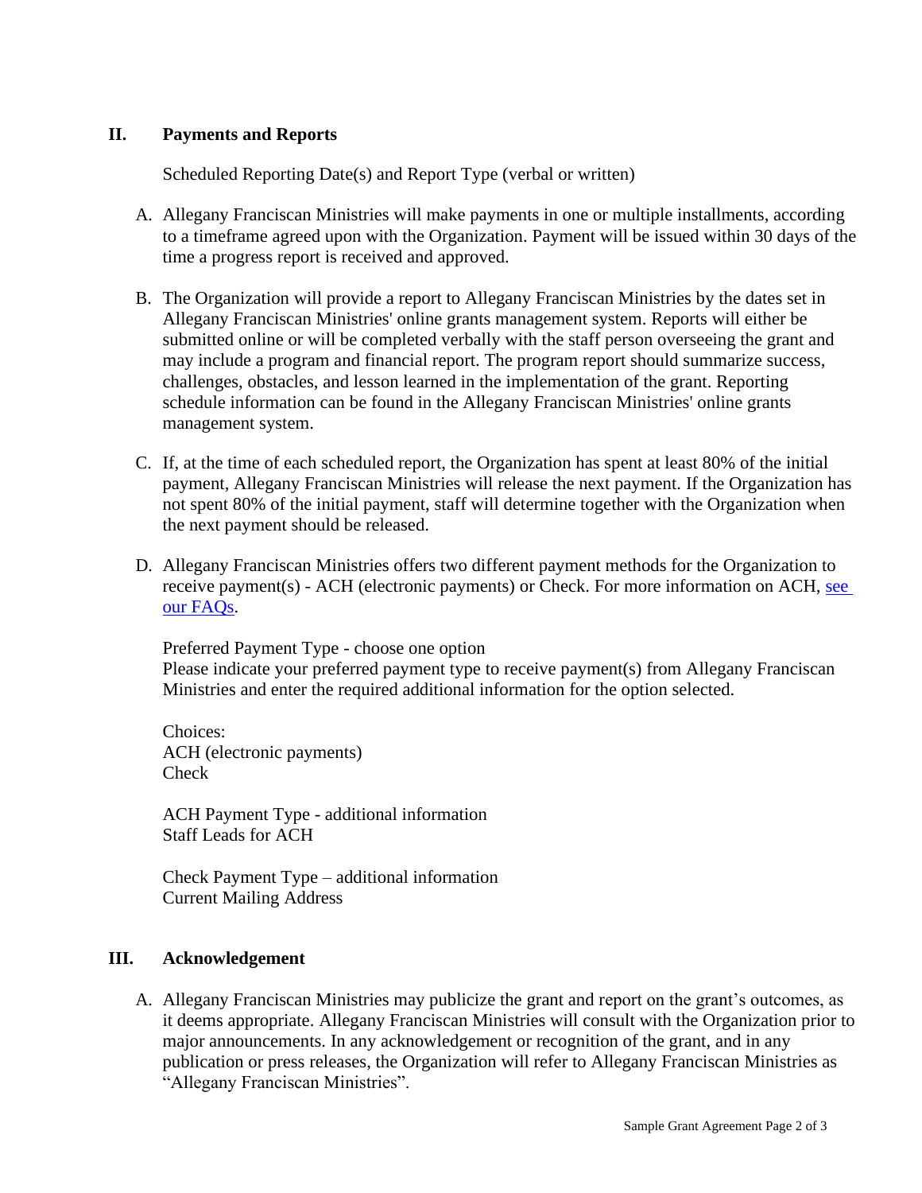## II. Payments and Reports

Scheduled Reporting Date(s) and Report Type (verbal or written)

A. Allegany Franciscan Ministries will make payments in one or multiple installments, according to a timeframe agreed upon with the Organization. Payment will be issued within 30 days of the time a progress report is received and approved.

B. The Organization will provide a report to Allegany Franciscan Ministries by the dates set in Allegany Franciscan Ministries' online grants management system. Reports will either be submitted online or will be completed verbally with the staff person overseeing the grant and may include a program and financial report. The program report should summarize success, challenges, obstacles, and lesson learned in the implementation of the grant. Reporting schedule information can be found in the Allegany Franciscan Ministries' online grants management system.

C. If, at the time of each scheduled report, the Organization has spent at least 80% of the initial payment, Allegany Franciscan Ministries will release the next payment. If the Organization has not spent 80% of the initial payment, staff will determine together with the Organization when the next payment should be released.

D. Allegany Franciscan Ministries offers two different payment methods for the Organization to receive payment(s) - ACH (electronic payments) or Check. For more information on ACH, see our FAQs.

   Preferred Payment Type - choose one option
   Please indicate your preferred payment type to receive payment(s) from Allegany Franciscan Ministries and enter the required additional information for the option selected.

   Choices:
   ACH (electronic payments)
   Check

   ACH Payment Type - additional information
   Staff Leads for ACH

   Check Payment Type – additional information
   Current Mailing Address

## III. Acknowledgement

A. Allegany Franciscan Ministries may publicize the grant and report on the grant's outcomes, as it deems appropriate. Allegany Franciscan Ministries will consult with the Organization prior to major announcements. In any acknowledgement or recognition of the grant, and in any publication or press releases, the Organization will refer to Allegany Franciscan Ministries as "Allegany Franciscan Ministries".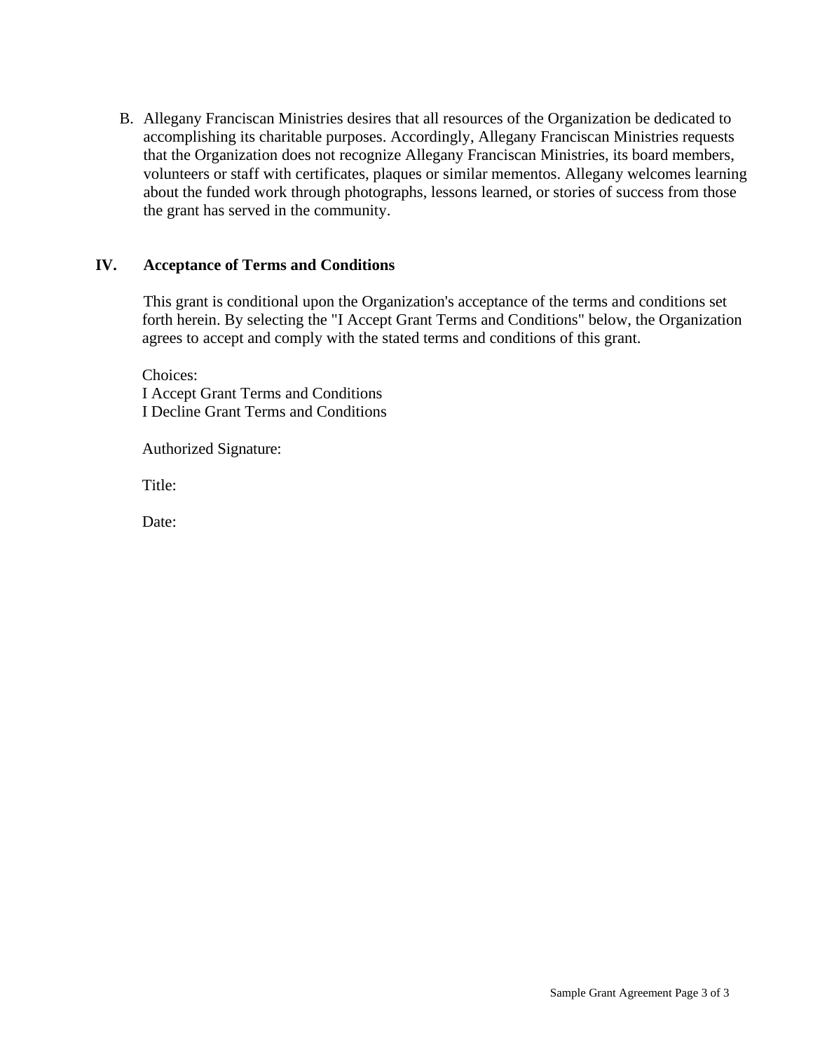B. Allegany Franciscan Ministries desires that all resources of the Organization be dedicated to accomplishing its charitable purposes. Accordingly, Allegany Franciscan Ministries requests that the Organization does not recognize Allegany Franciscan Ministries, its board members, volunteers or staff with certificates, plaques or similar mementos. Allegany welcomes learning about the funded work through photographs, lessons learned, or stories of success from those the grant has served in the community.

## IV. Acceptance of Terms and Conditions

This grant is conditional upon the Organization's acceptance of the terms and conditions set forth herein. By selecting the "I Accept Grant Terms and Conditions" below, the Organization agrees to accept and comply with the stated terms and conditions of this grant.

Choices:
I Accept Grant Terms and Conditions
I Decline Grant Terms and Conditions

Authorized Signature:

Title:

Date: